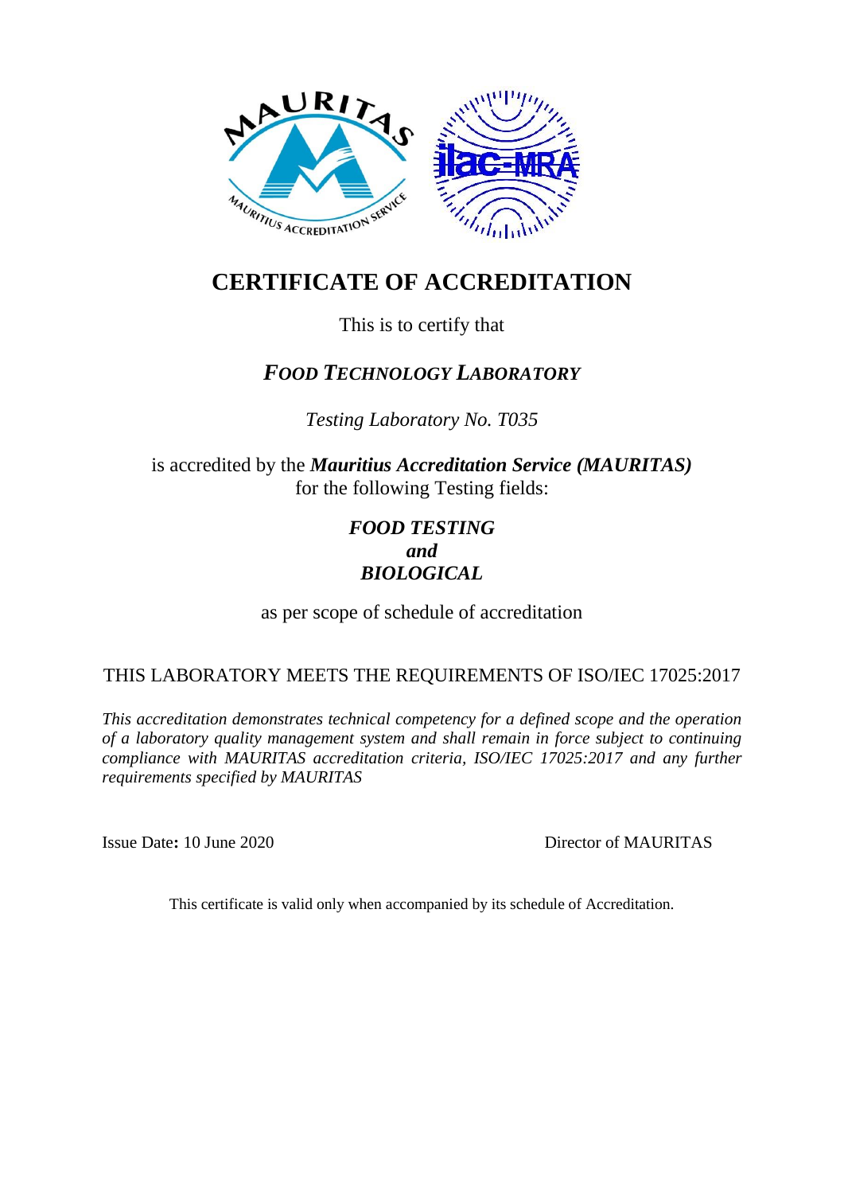# CERTIFICATE OF ACCREDITATION

This is to certify that

## *FOOD TECHNOLOGY LABORATORY*

*Testing Laboratory No. T035*

is accredited by the ***Mauritius Accreditation Service (MAURITAS)***
for the following Testing fields:

***FOOD TESTING***
***and***
***BIOLOGICAL***

as per scope of schedule of accreditation

THIS LABORATORY MEETS THE REQUIREMENTS OF ISO/IEC 17025:2017

*This accreditation demonstrates technical competency for a defined scope and the operation of a laboratory quality management system and shall remain in force subject to continuing compliance with MAURITAS accreditation criteria, ISO/IEC 17025:2017 and any further requirements specified by MAURITAS*

Issue Date**:** 10 June 2020

Director of MAURITAS

This certificate is valid only when accompanied by its schedule of Accreditation.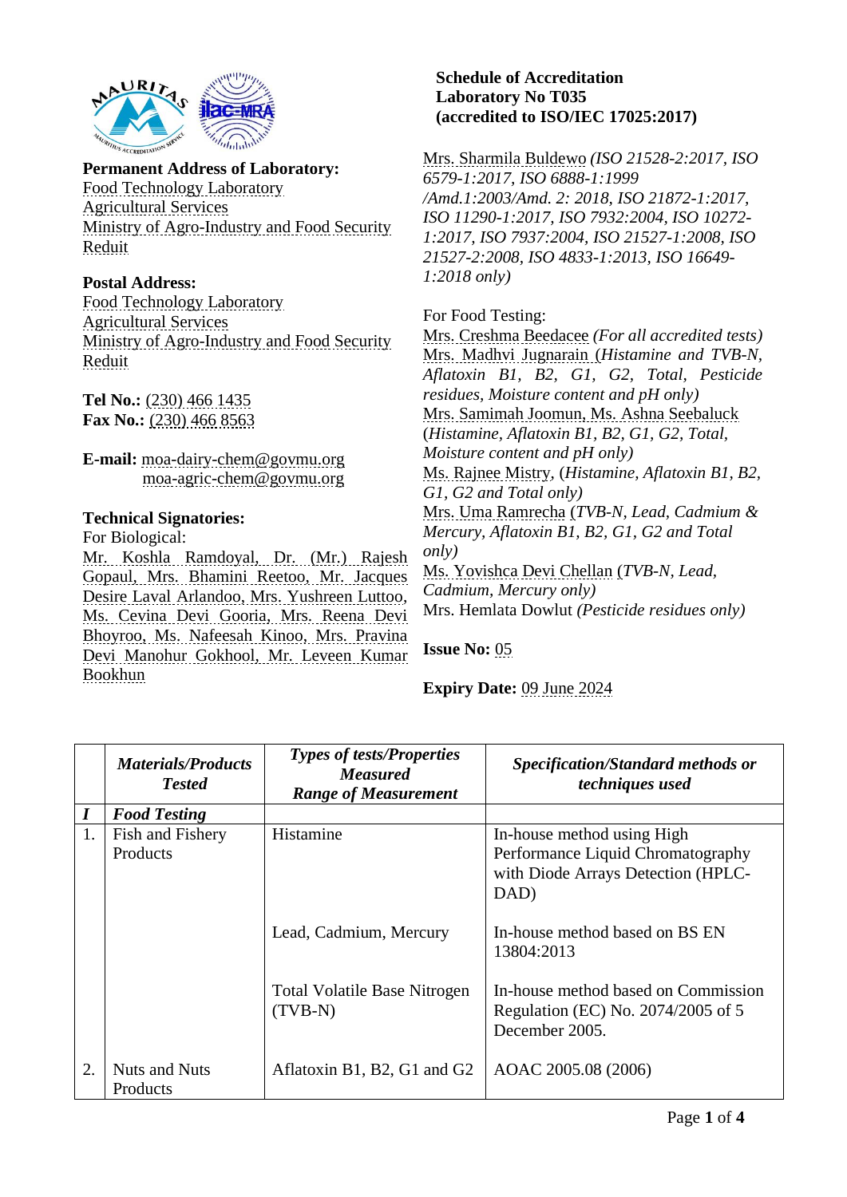**Permanent Address of Laboratory:**
Food Technology Laboratory
Agricultural Services
Ministry of Agro-Industry and Food Security
Reduit

**Postal Address:**
Food Technology Laboratory
Agricultural Services
Ministry of Agro-Industry and Food Security
Reduit

**Tel No.:** (230) 466 1435
**Fax No.:** (230) 466 8563

**E-mail:** moa-dairy-chem@govmu.org
moa-agric-chem@govmu.org

**Technical Signatories:**
For Biological:
Mr. Koshla Ramdoyal, Dr. (Mr.) Rajesh Gopaul, Mrs. Bhamini Reetoo, Mr. Jacques Desire Laval Arlandoo, Mrs. Yushreen Luttoo, Ms. Cevina Devi Gooria, Mrs. Reena Devi Bhoyroo, Ms. Nafeesah Kinoo, Mrs. Pravina Devi Manohur Gokhool, Mr. Leveen Kumar Bookhun

**Schedule of Accreditation**
**Laboratory No T035**
**(accredited to ISO/IEC 17025:2017)**

Mrs. Sharmila Buldewo *(ISO 21528-2:2017, ISO 6579-1:2017, ISO 6888-1:1999 /Amd.1:2003/Amd. 2: 2018, ISO 21872-1:2017, ISO 11290-1:2017, ISO 7932:2004, ISO 10272-1:2017, ISO 7937:2004, ISO 21527-1:2008, ISO 21527-2:2008, ISO 4833-1:2013, ISO 16649-1:2018 only)*

For Food Testing:
Mrs. Creshma Beedacee *(For all accredited tests)*
Mrs. Madhvi Jugnarain (*Histamine and TVB-N, Aflatoxin B1, B2, G1, G2, Total, Pesticide residues, Moisture content and pH only)*
Mrs. Samimah Joomun, Ms. Ashna Seebaluck (*Histamine, Aflatoxin B1, B2, G1, G2, Total, Moisture content and pH only)*
Ms. Rajnee Mistry, (*Histamine, Aflatoxin B1, B2, G1, G2 and Total only)*
Mrs. Uma Ramrecha (*TVB-N, Lead, Cadmium & Mercury, Aflatoxin B1, B2, G1, G2 and Total only)*
Ms. Yovishca Devi Chellan (*TVB-N, Lead, Cadmium, Mercury only)*
Mrs. Hemlata Dowlut *(Pesticide residues only)*

**Issue No:** 05

**Expiry Date:** 09 June 2024

| | ***Materials/Products Tested*** | ***Types of tests/Properties Measured Range of Measurement*** | ***Specification/Standard methods or techniques used*** |
|---|---|---|---|
| ***I*** | ***Food Testing*** | | |
| 1. | Fish and Fishery Products | Histamine | In-house method using High Performance Liquid Chromatography with Diode Arrays Detection (HPLC-DAD) |
| | | Lead, Cadmium, Mercury | In-house method based on BS EN 13804:2013 |
| | | Total Volatile Base Nitrogen (TVB-N) | In-house method based on Commission Regulation (EC) No. 2074/2005 of 5 December 2005. |
| 2. | Nuts and Nuts Products | Aflatoxin B1, B2, G1 and G2 | AOAC 2005.08 (2006) |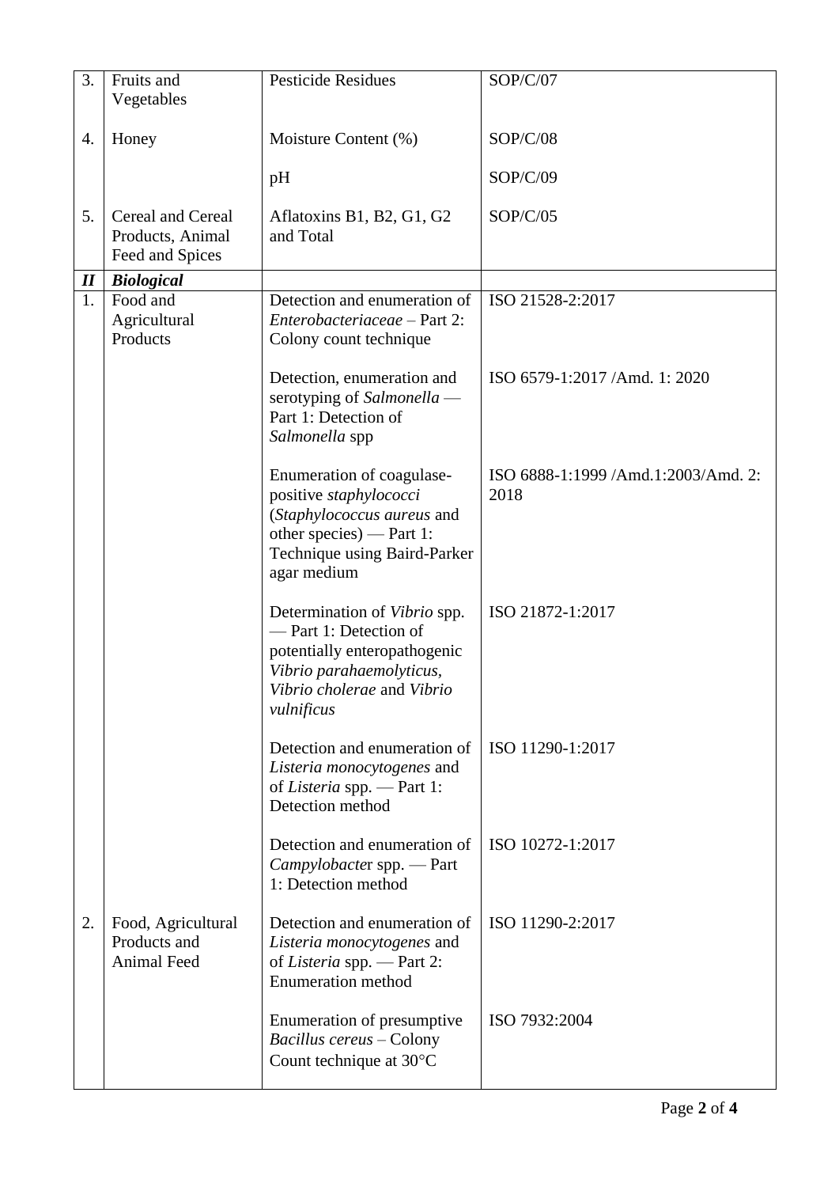| | | | |
|---|---|---|---|
| 3. | Fruits and Vegetables | Pesticide Residues | SOP/C/07 |
| 4. | Honey | Moisture Content (%) | SOP/C/08 |
| | | pH | SOP/C/09 |
| 5. | Cereal and Cereal Products, Animal Feed and Spices | Aflatoxins B1, B2, G1, G2 and Total | SOP/C/05 |
| ***II*** | ***Biological*** | | |
| 1. | Food and Agricultural Products | Detection and enumeration of *Enterobacteriaceae* – Part 2: Colony count technique | ISO 21528-2:2017 |
| | | Detection, enumeration and serotyping of *Salmonella* — Part 1: Detection of *Salmonella* spp | ISO 6579-1:2017 /Amd. 1: 2020 |
| | | Enumeration of coagulase-positive *staphylococci* (*Staphylococcus aureus* and other species) — Part 1: Technique using Baird-Parker agar medium | ISO 6888-1:1999 /Amd.1:2003/Amd. 2: 2018 |
| | | Determination of *Vibrio* spp. — Part 1: Detection of potentially enteropathogenic *Vibrio parahaemolyticus*, *Vibrio cholerae* and *Vibrio vulnificus* | ISO 21872-1:2017 |
| | | Detection and enumeration of *Listeria monocytogenes* and of *Listeria* spp. — Part 1: Detection method | ISO 11290-1:2017 |
| | | Detection and enumeration of *Campylobacte*r spp. — Part 1: Detection method | ISO 10272-1:2017 |
| 2. | Food, Agricultural Products and Animal Feed | Detection and enumeration of *Listeria monocytogenes* and of *Listeria* spp. — Part 2: Enumeration method | ISO 11290-2:2017 |
| | | Enumeration of presumptive *Bacillus cereus* – Colony Count technique at 30°C | ISO 7932:2004 |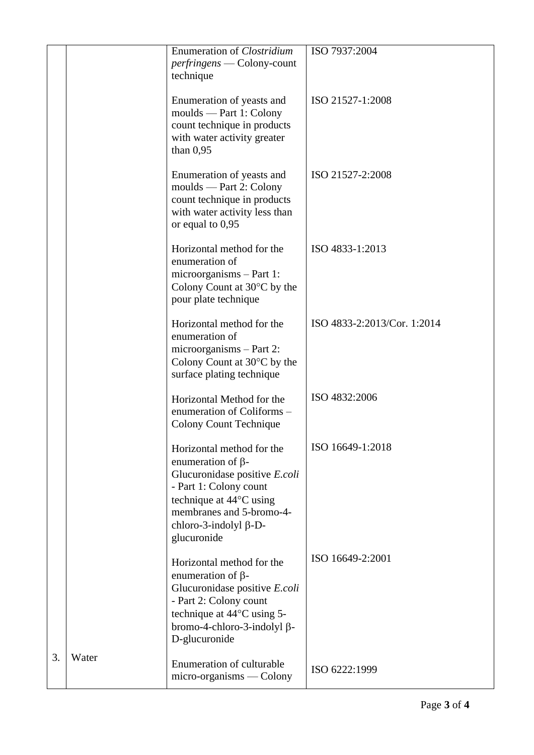| | | | |
|---|---|---|---|
| | | Enumeration of *Clostridium perfringens* — Colony-count technique | ISO 7937:2004 |
| | | Enumeration of yeasts and moulds — Part 1: Colony count technique in products with water activity greater than 0,95 | ISO 21527-1:2008 |
| | | Enumeration of yeasts and moulds — Part 2: Colony count technique in products with water activity less than or equal to 0,95 | ISO 21527-2:2008 |
| | | Horizontal method for the enumeration of microorganisms – Part 1: Colony Count at 30°C by the pour plate technique | ISO 4833-1:2013 |
| | | Horizontal method for the enumeration of microorganisms – Part 2: Colony Count at 30°C by the surface plating technique | ISO 4833-2:2013/Cor. 1:2014 |
| | | Horizontal Method for the enumeration of Coliforms – Colony Count Technique | ISO 4832:2006 |
| | | Horizontal method for the enumeration of β-Glucuronidase positive *E.coli* - Part 1: Colony count technique at 44°C using membranes and 5-bromo-4-chloro-3-indolyl β-D-glucuronide | ISO 16649-1:2018 |
| | | Horizontal method for the enumeration of β-Glucuronidase positive *E.coli* - Part 2: Colony count technique at 44°C using 5-bromo-4-chloro-3-indolyl β-D-glucuronide | ISO 16649-2:2001 |
| 3. | Water | Enumeration of culturable micro-organisms — Colony | ISO 6222:1999 |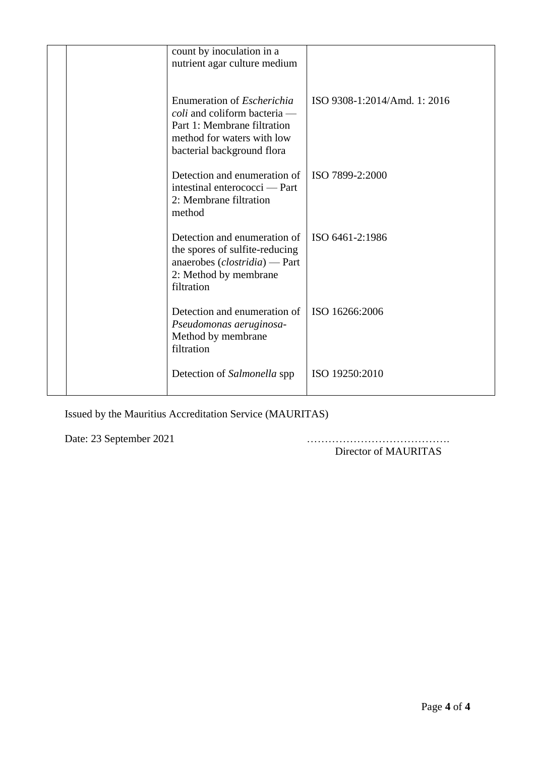| | | | |
|---|---|---|---|
| | | count by inoculation in a nutrient agar culture medium | |
| | | Enumeration of *Escherichia coli* and coliform bacteria — Part 1: Membrane filtration method for waters with low bacterial background flora | ISO 9308-1:2014/Amd. 1: 2016 |
| | | Detection and enumeration of intestinal enterococci — Part 2: Membrane filtration method | ISO 7899-2:2000 |
| | | Detection and enumeration of the spores of sulfite-reducing anaerobes (*clostridia*) — Part 2: Method by membrane filtration | ISO 6461-2:1986 |
| | | Detection and enumeration of *Pseudomonas aeruginosa*- Method by membrane filtration | ISO 16266:2006 |
| | | Detection of *Salmonella* spp | ISO 19250:2010 |

Issued by the Mauritius Accreditation Service (MAURITAS)

Date: 23 September 2021

………………………………….
Director of MAURITAS